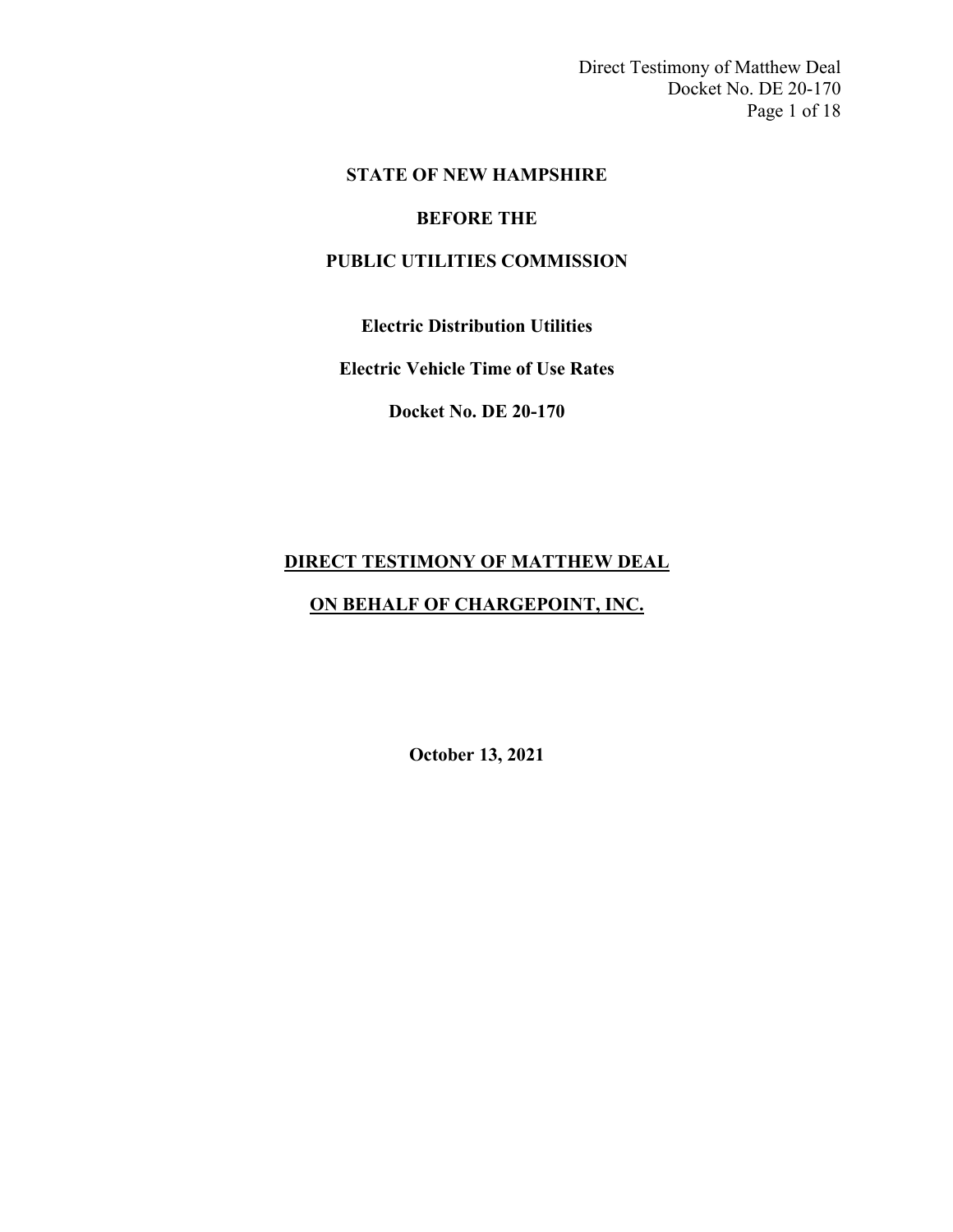**STATE OF NEW HAMPSHIRE**

**BEFORE THE**

**PUBLIC UTILITIES COMMISSION**

**Electric Distribution Utilities**

**Electric Vehicle Time of Use Rates**

**Docket No. DE 20-170**

**DIRECT TESTIMONY OF MATTHEW DEAL**

**ON BEHALF OF CHARGEPOINT, INC.**

**October 13, 2021**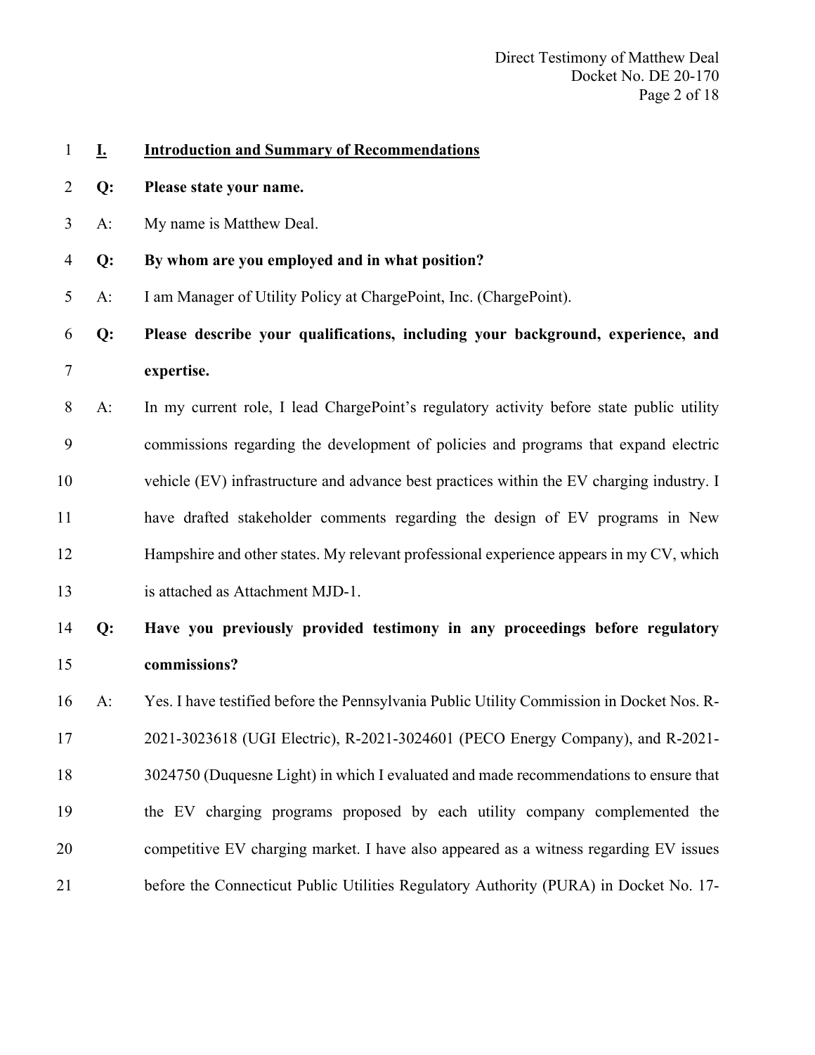## I. Introduction and Summary of Recommendations

**Q: Please state your name.**

A: My name is Matthew Deal.

**Q: By whom are you employed and in what position?**

A: I am Manager of Utility Policy at ChargePoint, Inc. (ChargePoint).

**Q: Please describe your qualifications, including your background, experience, and expertise.**

A: In my current role, I lead ChargePoint's regulatory activity before state public utility commissions regarding the development of policies and programs that expand electric vehicle (EV) infrastructure and advance best practices within the EV charging industry. I have drafted stakeholder comments regarding the design of EV programs in New Hampshire and other states. My relevant professional experience appears in my CV, which is attached as Attachment MJD-1.

**Q: Have you previously provided testimony in any proceedings before regulatory commissions?**

A: Yes. I have testified before the Pennsylvania Public Utility Commission in Docket Nos. R-2021-3023618 (UGI Electric), R-2021-3024601 (PECO Energy Company), and R-2021-3024750 (Duquesne Light) in which I evaluated and made recommendations to ensure that the EV charging programs proposed by each utility company complemented the competitive EV charging market. I have also appeared as a witness regarding EV issues before the Connecticut Public Utilities Regulatory Authority (PURA) in Docket No. 17-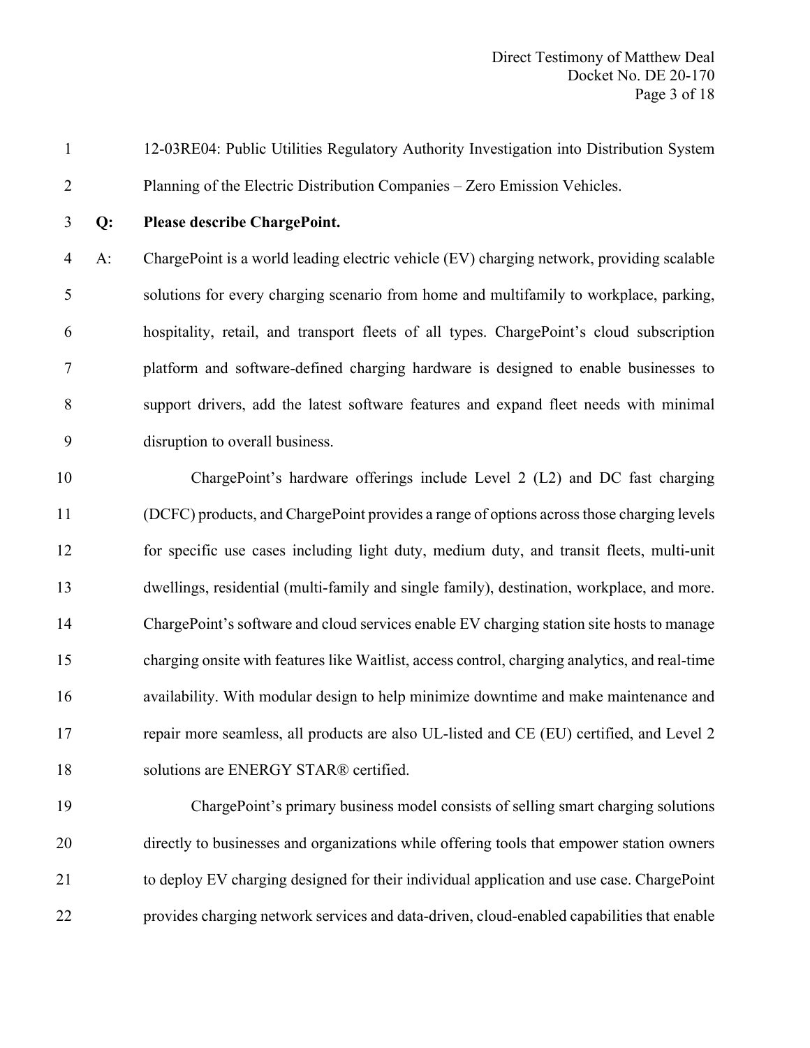12-03RE04: Public Utilities Regulatory Authority Investigation into Distribution System Planning of the Electric Distribution Companies – Zero Emission Vehicles.

**Q: Please describe ChargePoint.**

A: ChargePoint is a world leading electric vehicle (EV) charging network, providing scalable solutions for every charging scenario from home and multifamily to workplace, parking, hospitality, retail, and transport fleets of all types. ChargePoint's cloud subscription platform and software-defined charging hardware is designed to enable businesses to support drivers, add the latest software features and expand fleet needs with minimal disruption to overall business.

ChargePoint's hardware offerings include Level 2 (L2) and DC fast charging (DCFC) products, and ChargePoint provides a range of options across those charging levels for specific use cases including light duty, medium duty, and transit fleets, multi-unit dwellings, residential (multi-family and single family), destination, workplace, and more. ChargePoint's software and cloud services enable EV charging station site hosts to manage charging onsite with features like Waitlist, access control, charging analytics, and real-time availability. With modular design to help minimize downtime and make maintenance and repair more seamless, all products are also UL-listed and CE (EU) certified, and Level 2 solutions are ENERGY STAR® certified.

ChargePoint's primary business model consists of selling smart charging solutions directly to businesses and organizations while offering tools that empower station owners to deploy EV charging designed for their individual application and use case. ChargePoint provides charging network services and data-driven, cloud-enabled capabilities that enable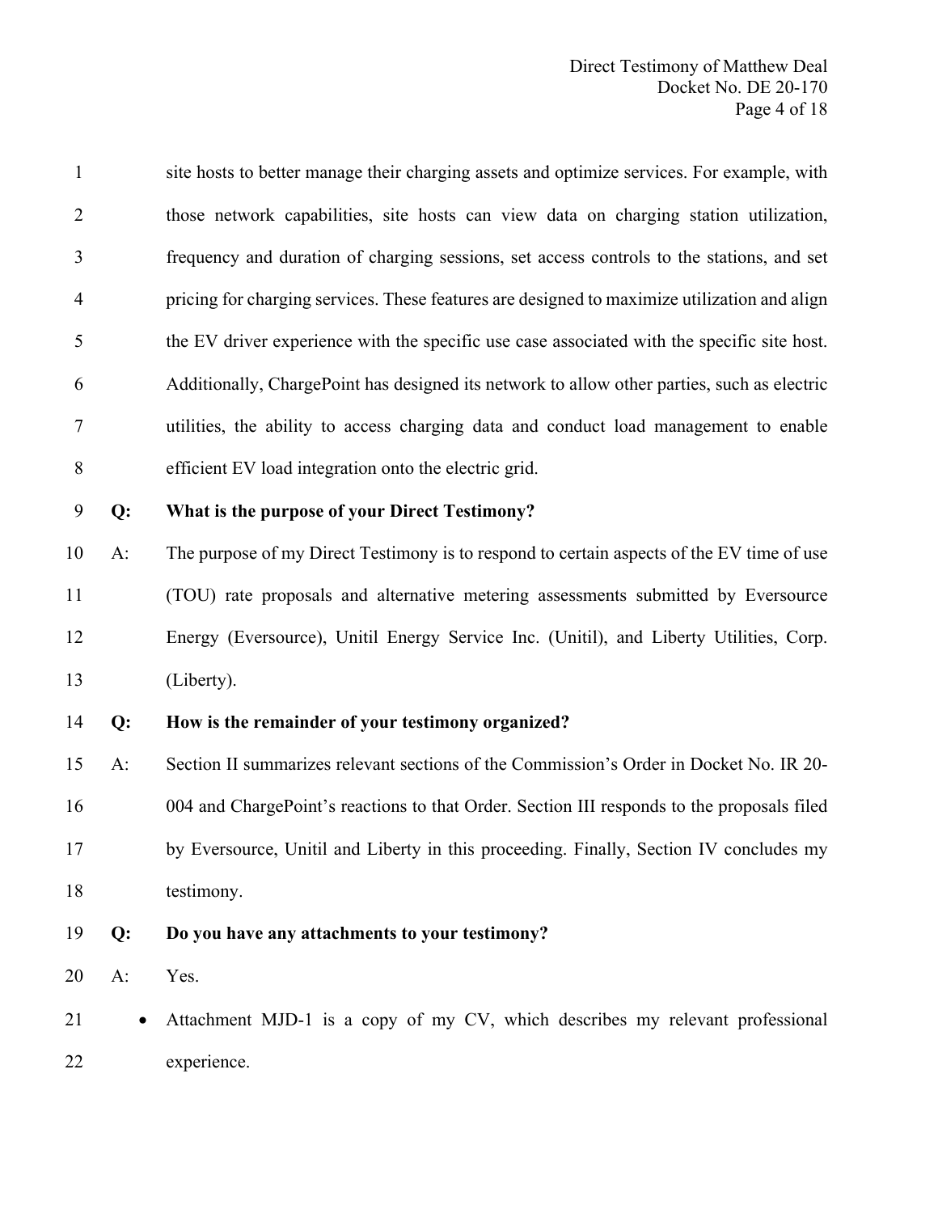site hosts to better manage their charging assets and optimize services. For example, with those network capabilities, site hosts can view data on charging station utilization, frequency and duration of charging sessions, set access controls to the stations, and set pricing for charging services. These features are designed to maximize utilization and align the EV driver experience with the specific use case associated with the specific site host. Additionally, ChargePoint has designed its network to allow other parties, such as electric utilities, the ability to access charging data and conduct load management to enable efficient EV load integration onto the electric grid.

**Q: What is the purpose of your Direct Testimony?**

A: The purpose of my Direct Testimony is to respond to certain aspects of the EV time of use (TOU) rate proposals and alternative metering assessments submitted by Eversource Energy (Eversource), Unitil Energy Service Inc. (Unitil), and Liberty Utilities, Corp. (Liberty).

**Q: How is the remainder of your testimony organized?**

A: Section II summarizes relevant sections of the Commission's Order in Docket No. IR 20-004 and ChargePoint's reactions to that Order. Section III responds to the proposals filed by Eversource, Unitil and Liberty in this proceeding. Finally, Section IV concludes my testimony.

**Q: Do you have any attachments to your testimony?**

A: Yes.

- Attachment MJD-1 is a copy of my CV, which describes my relevant professional experience.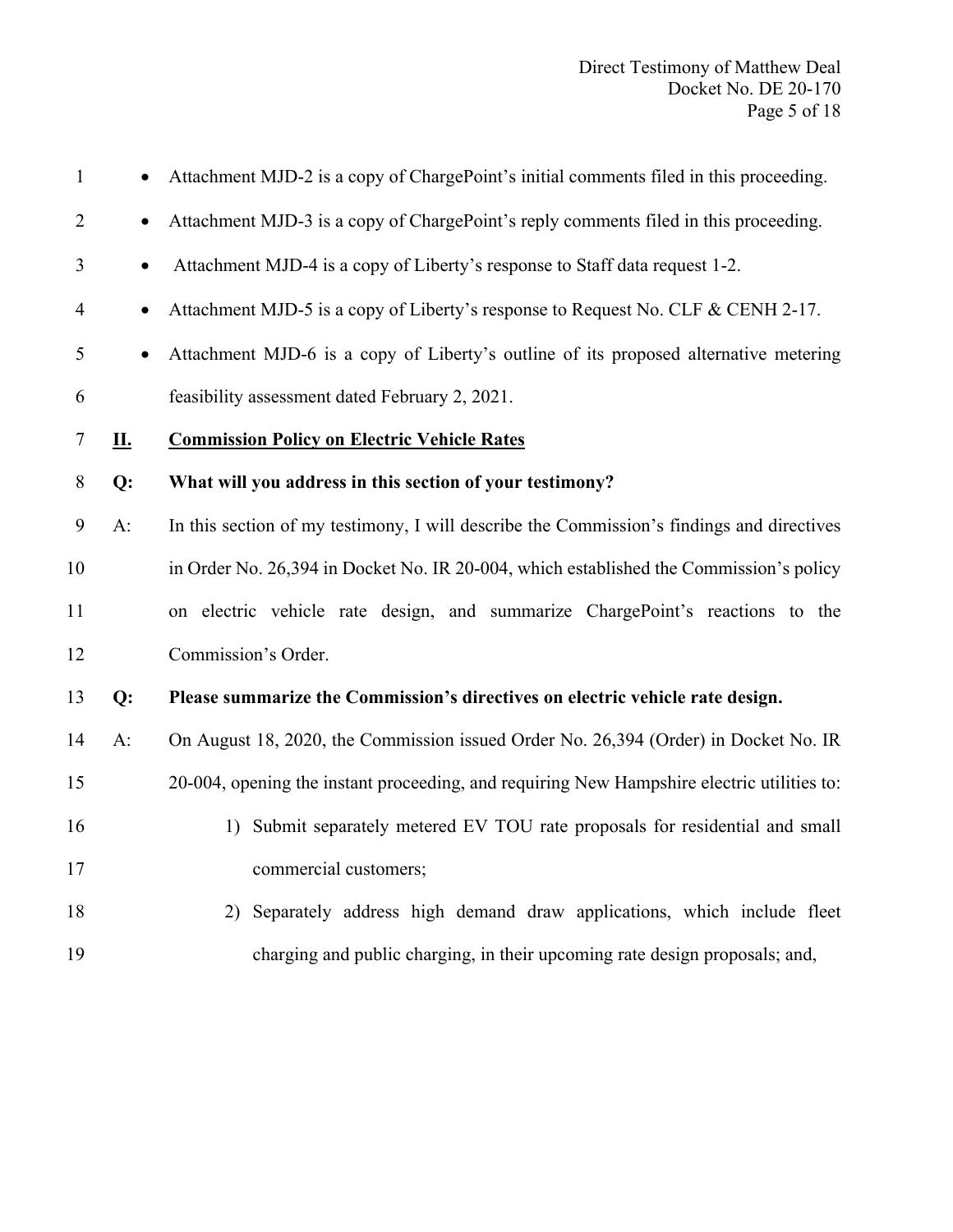- Attachment MJD-2 is a copy of ChargePoint's initial comments filed in this proceeding.
- Attachment MJD-3 is a copy of ChargePoint's reply comments filed in this proceeding.
- Attachment MJD-4 is a copy of Liberty's response to Staff data request 1-2.
- Attachment MJD-5 is a copy of Liberty's response to Request No. CLF & CENH 2-17.
- Attachment MJD-6 is a copy of Liberty's outline of its proposed alternative metering feasibility assessment dated February 2, 2021.

## **II.** **Commission Policy on Electric Vehicle Rates**

**Q: What will you address in this section of your testimony?**

A: In this section of my testimony, I will describe the Commission's findings and directives in Order No. 26,394 in Docket No. IR 20-004, which established the Commission's policy on electric vehicle rate design, and summarize ChargePoint's reactions to the Commission's Order.

**Q: Please summarize the Commission's directives on electric vehicle rate design.**

A: On August 18, 2020, the Commission issued Order No. 26,394 (Order) in Docket No. IR 20-004, opening the instant proceeding, and requiring New Hampshire electric utilities to:

1) Submit separately metered EV TOU rate proposals for residential and small commercial customers;
2) Separately address high demand draw applications, which include fleet charging and public charging, in their upcoming rate design proposals; and,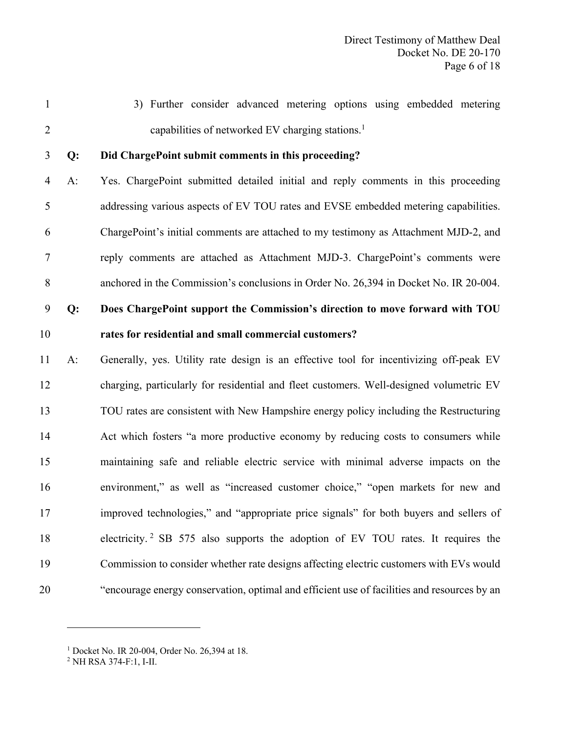3) Further consider advanced metering options using embedded metering capabilities of networked EV charging stations.[1]

**Q: Did ChargePoint submit comments in this proceeding?**

A: Yes. ChargePoint submitted detailed initial and reply comments in this proceeding addressing various aspects of EV TOU rates and EVSE embedded metering capabilities. ChargePoint's initial comments are attached to my testimony as Attachment MJD-2, and reply comments are attached as Attachment MJD-3. ChargePoint's comments were anchored in the Commission's conclusions in Order No. 26,394 in Docket No. IR 20-004.

**Q: Does ChargePoint support the Commission's direction to move forward with TOU rates for residential and small commercial customers?**

A: Generally, yes. Utility rate design is an effective tool for incentivizing off-peak EV charging, particularly for residential and fleet customers. Well-designed volumetric EV TOU rates are consistent with New Hampshire energy policy including the Restructuring Act which fosters "a more productive economy by reducing costs to consumers while maintaining safe and reliable electric service with minimal adverse impacts on the environment," as well as "increased customer choice," "open markets for new and improved technologies," and "appropriate price signals" for both buyers and sellers of electricity.[2] SB 575 also supports the adoption of EV TOU rates. It requires the Commission to consider whether rate designs affecting electric customers with EVs would "encourage energy conservation, optimal and efficient use of facilities and resources by an

---

[1] Docket No. IR 20-004, Order No. 26,394 at 18.

[2] NH RSA 374-F:1, I-II.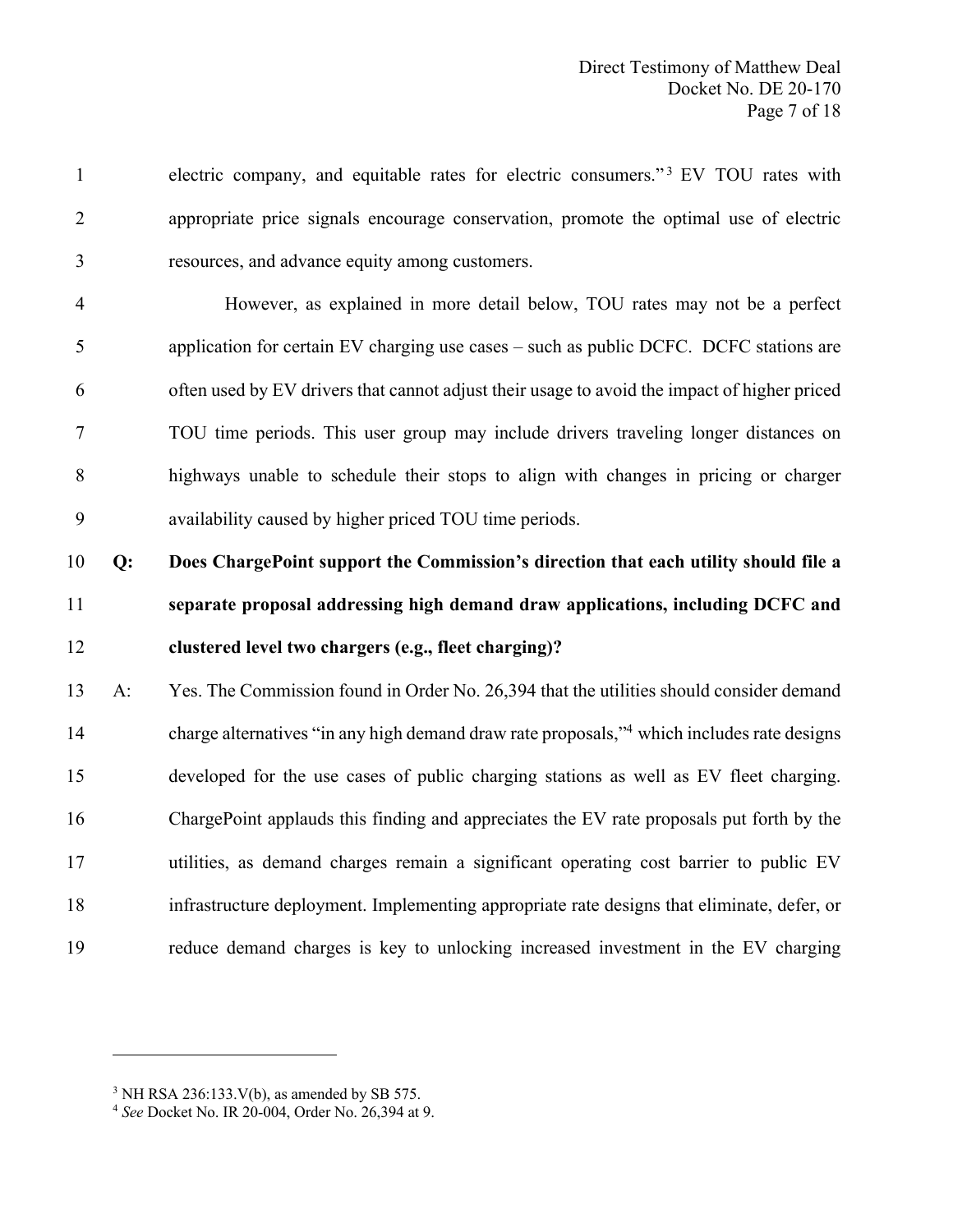electric company, and equitable rates for electric consumers."[3] EV TOU rates with appropriate price signals encourage conservation, promote the optimal use of electric resources, and advance equity among customers.

However, as explained in more detail below, TOU rates may not be a perfect application for certain EV charging use cases – such as public DCFC. DCFC stations are often used by EV drivers that cannot adjust their usage to avoid the impact of higher priced TOU time periods. This user group may include drivers traveling longer distances on highways unable to schedule their stops to align with changes in pricing or charger availability caused by higher priced TOU time periods.

**Q: Does ChargePoint support the Commission's direction that each utility should file a separate proposal addressing high demand draw applications, including DCFC and clustered level two chargers (e.g., fleet charging)?**

A: Yes. The Commission found in Order No. 26,394 that the utilities should consider demand charge alternatives "in any high demand draw rate proposals,"[4] which includes rate designs developed for the use cases of public charging stations as well as EV fleet charging. ChargePoint applauds this finding and appreciates the EV rate proposals put forth by the utilities, as demand charges remain a significant operating cost barrier to public EV infrastructure deployment. Implementing appropriate rate designs that eliminate, defer, or reduce demand charges is key to unlocking increased investment in the EV charging

---

[3] NH RSA 236:133.V(b), as amended by SB 575.

[4] *See* Docket No. IR 20-004, Order No. 26,394 at 9.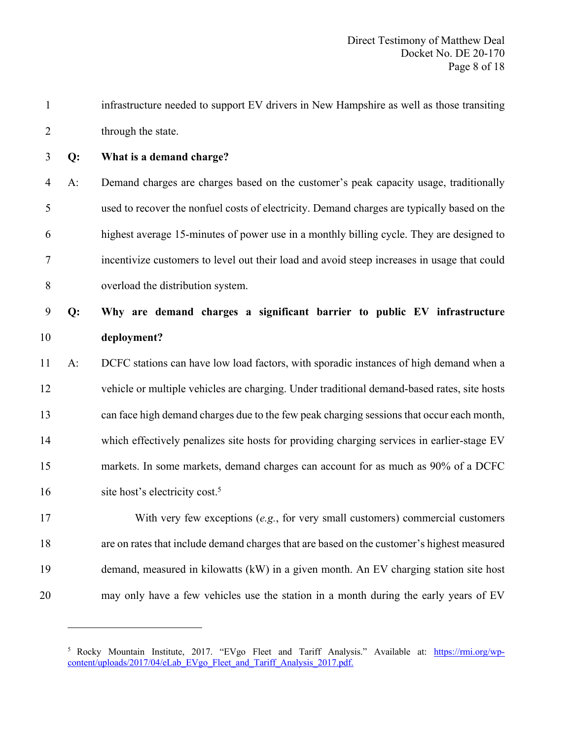infrastructure needed to support EV drivers in New Hampshire as well as those transiting through the state.

**Q: What is a demand charge?**

A: Demand charges are charges based on the customer's peak capacity usage, traditionally used to recover the nonfuel costs of electricity. Demand charges are typically based on the highest average 15-minutes of power use in a monthly billing cycle. They are designed to incentivize customers to level out their load and avoid steep increases in usage that could overload the distribution system.

**Q: Why are demand charges a significant barrier to public EV infrastructure deployment?**

A: DCFC stations can have low load factors, with sporadic instances of high demand when a vehicle or multiple vehicles are charging. Under traditional demand-based rates, site hosts can face high demand charges due to the few peak charging sessions that occur each month, which effectively penalizes site hosts for providing charging services in earlier-stage EV markets. In some markets, demand charges can account for as much as 90% of a DCFC site host's electricity cost.[5]

With very few exceptions (*e.g.*, for very small customers) commercial customers are on rates that include demand charges that are based on the customer's highest measured demand, measured in kilowatts (kW) in a given month. An EV charging station site host may only have a few vehicles use the station in a month during the early years of EV

---

[5] Rocky Mountain Institute, 2017. "EVgo Fleet and Tariff Analysis." Available at: https://rmi.org/wp-content/uploads/2017/04/eLab_EVgo_Fleet_and_Tariff_Analysis_2017.pdf.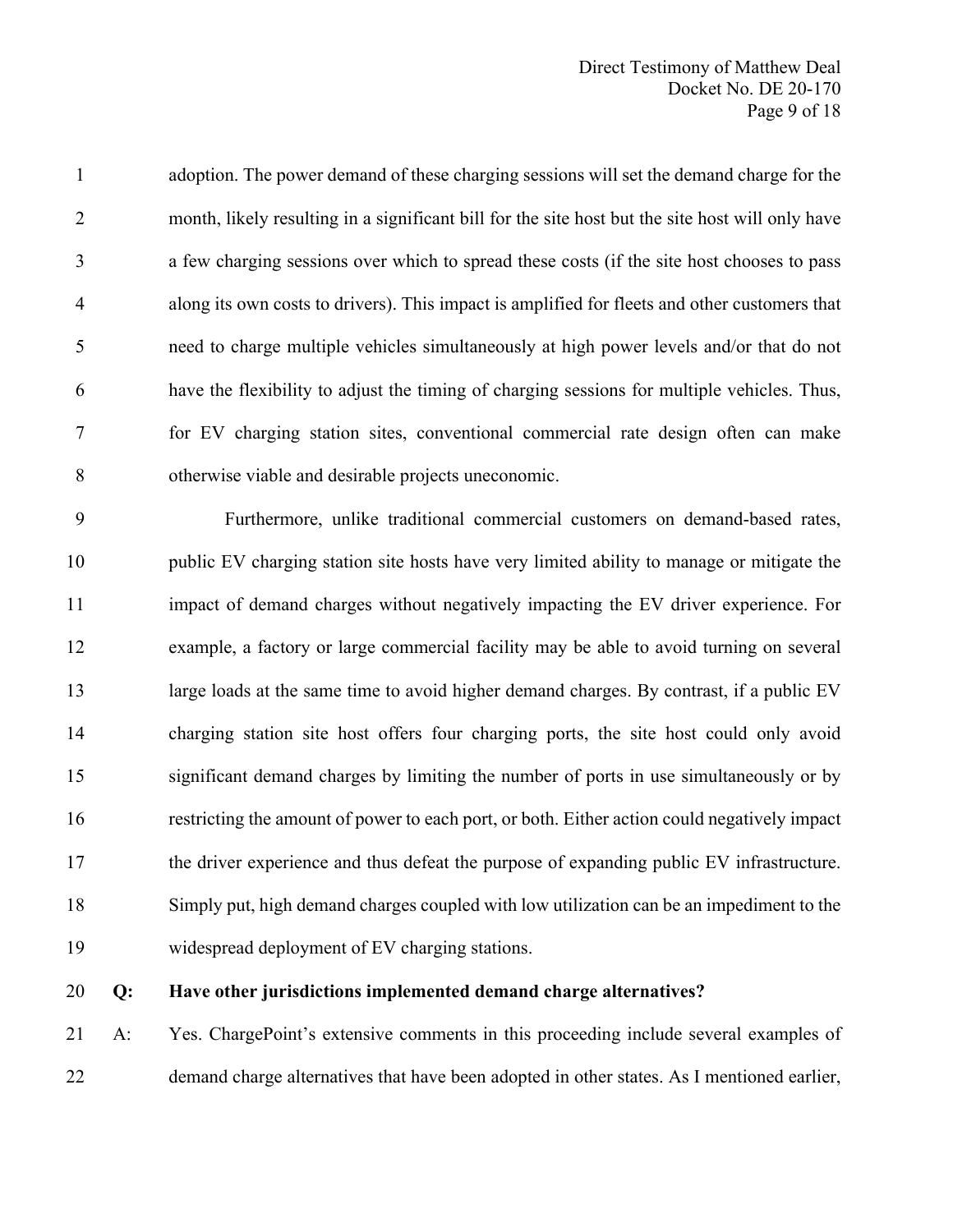adoption. The power demand of these charging sessions will set the demand charge for the month, likely resulting in a significant bill for the site host but the site host will only have a few charging sessions over which to spread these costs (if the site host chooses to pass along its own costs to drivers). This impact is amplified for fleets and other customers that need to charge multiple vehicles simultaneously at high power levels and/or that do not have the flexibility to adjust the timing of charging sessions for multiple vehicles. Thus, for EV charging station sites, conventional commercial rate design often can make otherwise viable and desirable projects uneconomic.

Furthermore, unlike traditional commercial customers on demand-based rates, public EV charging station site hosts have very limited ability to manage or mitigate the impact of demand charges without negatively impacting the EV driver experience. For example, a factory or large commercial facility may be able to avoid turning on several large loads at the same time to avoid higher demand charges. By contrast, if a public EV charging station site host offers four charging ports, the site host could only avoid significant demand charges by limiting the number of ports in use simultaneously or by restricting the amount of power to each port, or both. Either action could negatively impact the driver experience and thus defeat the purpose of expanding public EV infrastructure. Simply put, high demand charges coupled with low utilization can be an impediment to the widespread deployment of EV charging stations.

**Q: Have other jurisdictions implemented demand charge alternatives?**

A: Yes. ChargePoint's extensive comments in this proceeding include several examples of demand charge alternatives that have been adopted in other states. As I mentioned earlier,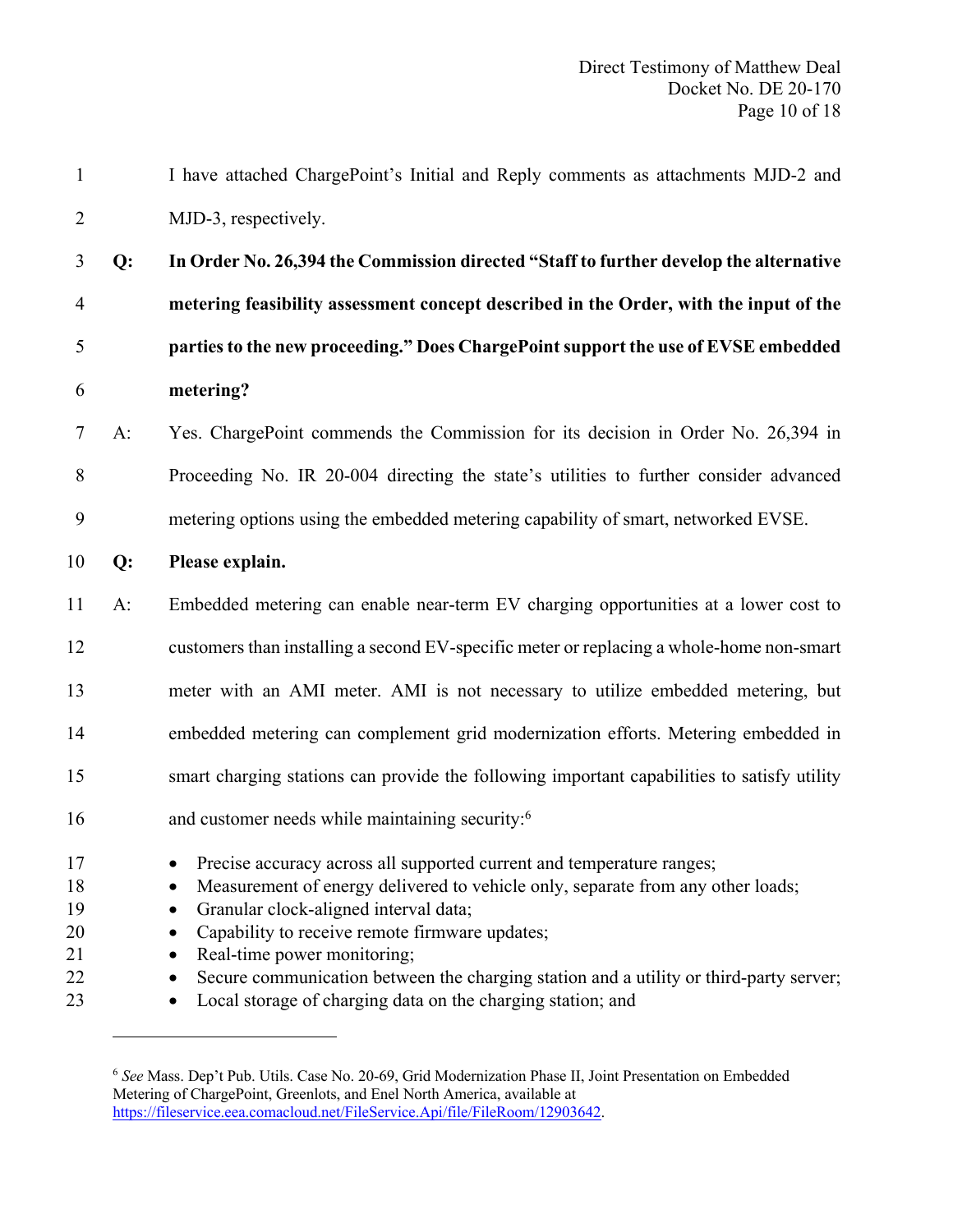I have attached ChargePoint's Initial and Reply comments as attachments MJD-2 and MJD-3, respectively.

**Q: In Order No. 26,394 the Commission directed "Staff to further develop the alternative metering feasibility assessment concept described in the Order, with the input of the parties to the new proceeding." Does ChargePoint support the use of EVSE embedded metering?**

A: Yes. ChargePoint commends the Commission for its decision in Order No. 26,394 in Proceeding No. IR 20-004 directing the state's utilities to further consider advanced metering options using the embedded metering capability of smart, networked EVSE.

**Q: Please explain.**

A: Embedded metering can enable near-term EV charging opportunities at a lower cost to customers than installing a second EV-specific meter or replacing a whole-home non-smart meter with an AMI meter. AMI is not necessary to utilize embedded metering, but embedded metering can complement grid modernization efforts. Metering embedded in smart charging stations can provide the following important capabilities to satisfy utility and customer needs while maintaining security:[6]

- Precise accuracy across all supported current and temperature ranges;
- Measurement of energy delivered to vehicle only, separate from any other loads;
- Granular clock-aligned interval data;
- Capability to receive remote firmware updates;
- Real-time power monitoring;
- Secure communication between the charging station and a utility or third-party server;
- Local storage of charging data on the charging station; and

---

[6] *See* Mass. Dep't Pub. Utils. Case No. 20-69, Grid Modernization Phase II, Joint Presentation on Embedded Metering of ChargePoint, Greenlots, and Enel North America, available at https://fileservice.eea.comacloud.net/FileService.Api/file/FileRoom/12903642.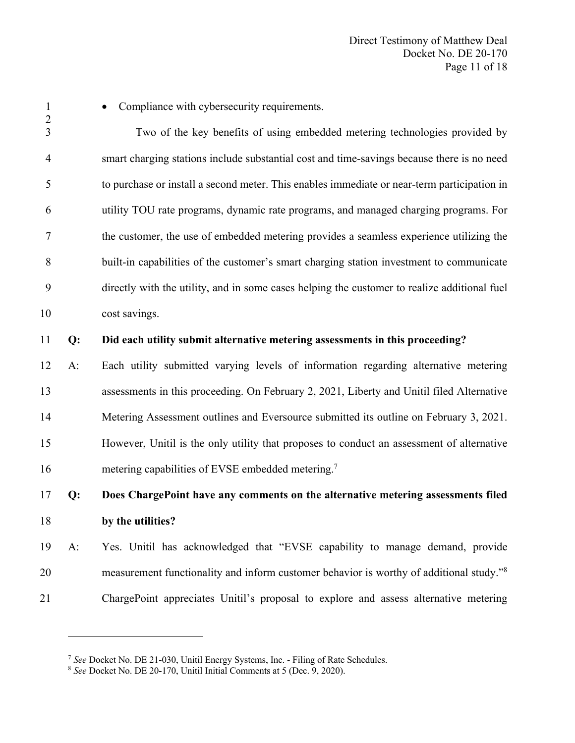- Compliance with cybersecurity requirements.

Two of the key benefits of using embedded metering technologies provided by smart charging stations include substantial cost and time-savings because there is no need to purchase or install a second meter. This enables immediate or near-term participation in utility TOU rate programs, dynamic rate programs, and managed charging programs. For the customer, the use of embedded metering provides a seamless experience utilizing the built-in capabilities of the customer's smart charging station investment to communicate directly with the utility, and in some cases helping the customer to realize additional fuel cost savings.

**Q: Did each utility submit alternative metering assessments in this proceeding?**

A: Each utility submitted varying levels of information regarding alternative metering assessments in this proceeding. On February 2, 2021, Liberty and Unitil filed Alternative Metering Assessment outlines and Eversource submitted its outline on February 3, 2021. However, Unitil is the only utility that proposes to conduct an assessment of alternative metering capabilities of EVSE embedded metering.[7]

**Q: Does ChargePoint have any comments on the alternative metering assessments filed by the utilities?**

A: Yes. Unitil has acknowledged that "EVSE capability to manage demand, provide measurement functionality and inform customer behavior is worthy of additional study."[8] ChargePoint appreciates Unitil's proposal to explore and assess alternative metering

---

[7] *See* Docket No. DE 21-030, Unitil Energy Systems, Inc. - Filing of Rate Schedules.

[8] *See* Docket No. DE 20-170, Unitil Initial Comments at 5 (Dec. 9, 2020).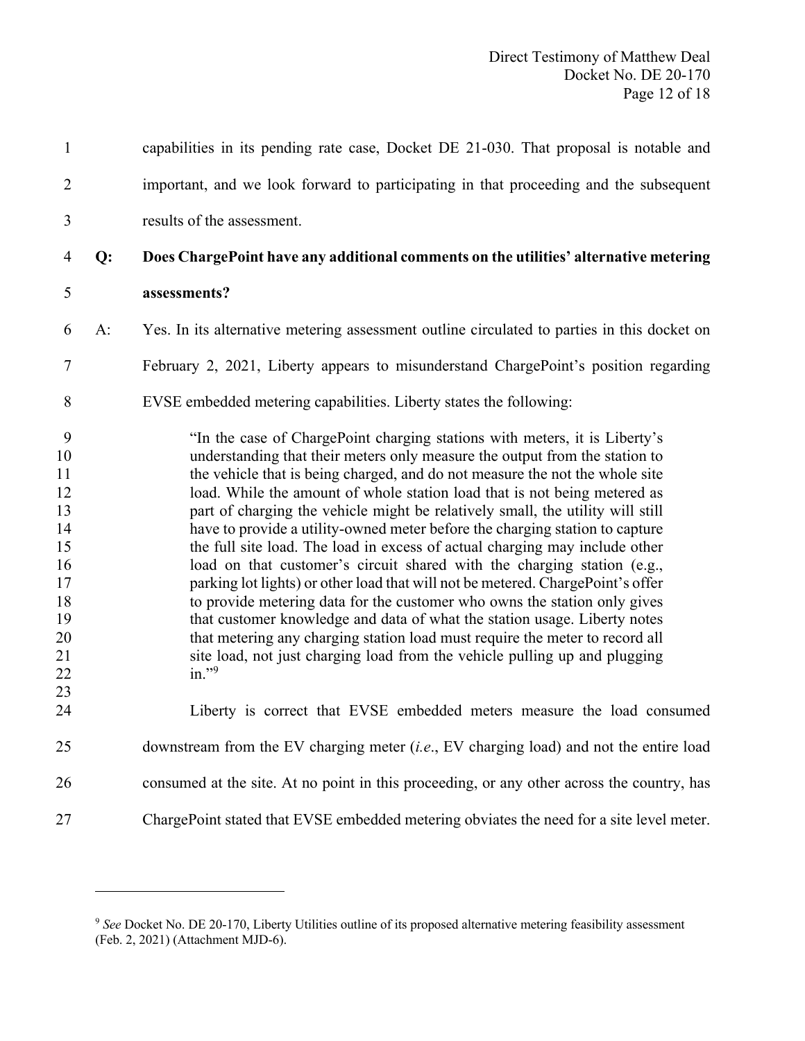capabilities in its pending rate case, Docket DE 21-030. That proposal is notable and important, and we look forward to participating in that proceeding and the subsequent results of the assessment.

**Q: Does ChargePoint have any additional comments on the utilities' alternative metering assessments?**

A: Yes. In its alternative metering assessment outline circulated to parties in this docket on February 2, 2021, Liberty appears to misunderstand ChargePoint's position regarding EVSE embedded metering capabilities. Liberty states the following:

> "In the case of ChargePoint charging stations with meters, it is Liberty's understanding that their meters only measure the output from the station to the vehicle that is being charged, and do not measure the not the whole site load. While the amount of whole station load that is not being metered as part of charging the vehicle might be relatively small, the utility will still have to provide a utility-owned meter before the charging station to capture the full site load. The load in excess of actual charging may include other load on that customer's circuit shared with the charging station (e.g., parking lot lights) or other load that will not be metered. ChargePoint's offer to provide metering data for the customer who owns the station only gives that customer knowledge and data of what the station usage. Liberty notes that metering any charging station load must require the meter to record all site load, not just charging load from the vehicle pulling up and plugging in."[9]

Liberty is correct that EVSE embedded meters measure the load consumed downstream from the EV charging meter (*i.e.*, EV charging load) and not the entire load consumed at the site. At no point in this proceeding, or any other across the country, has ChargePoint stated that EVSE embedded metering obviates the need for a site level meter.

---

[9] *See* Docket No. DE 20-170, Liberty Utilities outline of its proposed alternative metering feasibility assessment (Feb. 2, 2021) (Attachment MJD-6).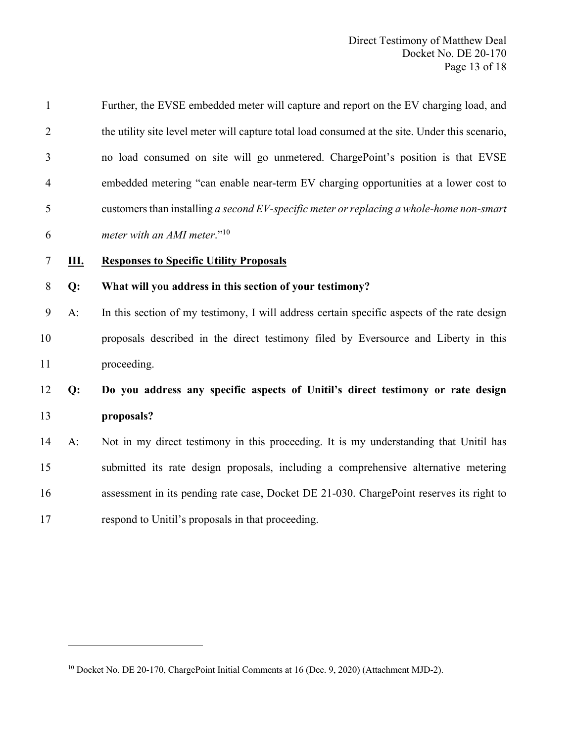Further, the EVSE embedded meter will capture and report on the EV charging load, and the utility site level meter will capture total load consumed at the site. Under this scenario, no load consumed on site will go unmetered. ChargePoint's position is that EVSE embedded metering "can enable near-term EV charging opportunities at a lower cost to customers than installing *a second EV-specific meter or replacing a whole-home non-smart meter with an AMI meter*."[10]

## III. Responses to Specific Utility Proposals

**Q: What will you address in this section of your testimony?**

A: In this section of my testimony, I will address certain specific aspects of the rate design proposals described in the direct testimony filed by Eversource and Liberty in this proceeding.

**Q: Do you address any specific aspects of Unitil's direct testimony or rate design proposals?**

A: Not in my direct testimony in this proceeding. It is my understanding that Unitil has submitted its rate design proposals, including a comprehensive alternative metering assessment in its pending rate case, Docket DE 21-030. ChargePoint reserves its right to respond to Unitil's proposals in that proceeding.

---

[10] Docket No. DE 20-170, ChargePoint Initial Comments at 16 (Dec. 9, 2020) (Attachment MJD-2).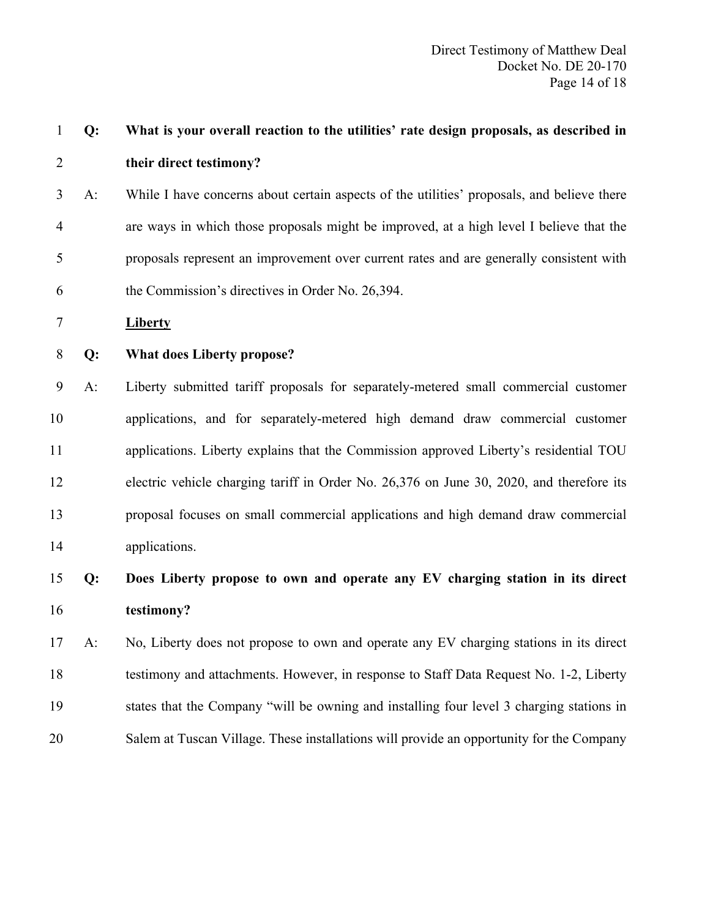**Q: What is your overall reaction to the utilities' rate design proposals, as described in their direct testimony?**

A: While I have concerns about certain aspects of the utilities' proposals, and believe there are ways in which those proposals might be improved, at a high level I believe that the proposals represent an improvement over current rates and are generally consistent with the Commission's directives in Order No. 26,394.

**<u>Liberty</u>**

**Q: What does Liberty propose?**

A: Liberty submitted tariff proposals for separately-metered small commercial customer applications, and for separately-metered high demand draw commercial customer applications. Liberty explains that the Commission approved Liberty's residential TOU electric vehicle charging tariff in Order No. 26,376 on June 30, 2020, and therefore its proposal focuses on small commercial applications and high demand draw commercial applications.

**Q: Does Liberty propose to own and operate any EV charging station in its direct testimony?**

A: No, Liberty does not propose to own and operate any EV charging stations in its direct testimony and attachments. However, in response to Staff Data Request No. 1-2, Liberty states that the Company "will be owning and installing four level 3 charging stations in Salem at Tuscan Village. These installations will provide an opportunity for the Company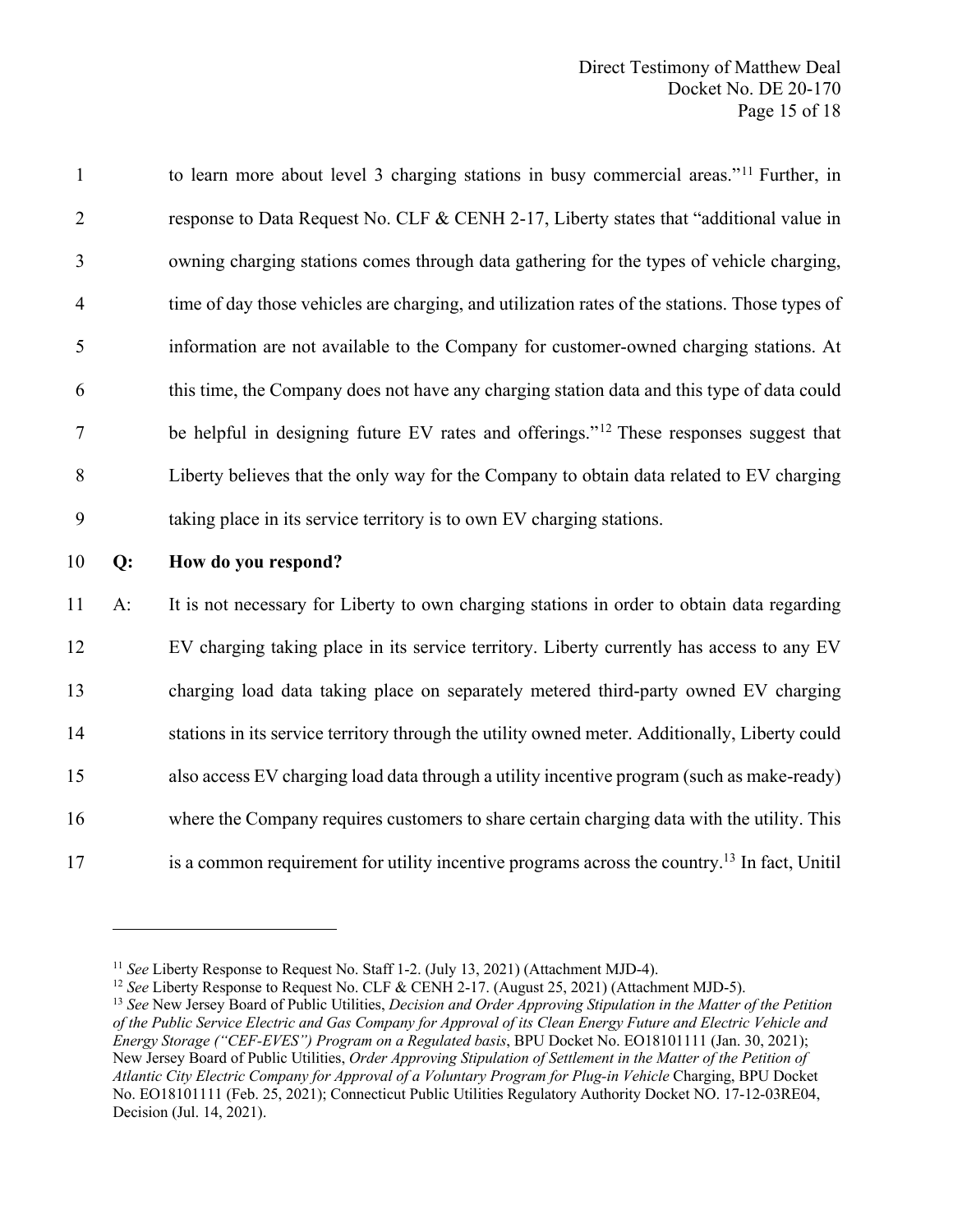to learn more about level 3 charging stations in busy commercial areas."[11] Further, in response to Data Request No. CLF & CENH 2-17, Liberty states that "additional value in owning charging stations comes through data gathering for the types of vehicle charging, time of day those vehicles are charging, and utilization rates of the stations. Those types of information are not available to the Company for customer-owned charging stations. At this time, the Company does not have any charging station data and this type of data could be helpful in designing future EV rates and offerings."[12] These responses suggest that Liberty believes that the only way for the Company to obtain data related to EV charging taking place in its service territory is to own EV charging stations.

**Q: How do you respond?**

A: It is not necessary for Liberty to own charging stations in order to obtain data regarding EV charging taking place in its service territory. Liberty currently has access to any EV charging load data taking place on separately metered third-party owned EV charging stations in its service territory through the utility owned meter. Additionally, Liberty could also access EV charging load data through a utility incentive program (such as make-ready) where the Company requires customers to share certain charging data with the utility. This is a common requirement for utility incentive programs across the country.[13] In fact, Unitil

---

[11] *See* Liberty Response to Request No. Staff 1-2. (July 13, 2021) (Attachment MJD-4).

[12] *See* Liberty Response to Request No. CLF & CENH 2-17. (August 25, 2021) (Attachment MJD-5).

[13] *See* New Jersey Board of Public Utilities, *Decision and Order Approving Stipulation in the Matter of the Petition of the Public Service Electric and Gas Company for Approval of its Clean Energy Future and Electric Vehicle and Energy Storage ("CEF-EVES") Program on a Regulated basis*, BPU Docket No. EO18101111 (Jan. 30, 2021); New Jersey Board of Public Utilities, *Order Approving Stipulation of Settlement in the Matter of the Petition of Atlantic City Electric Company for Approval of a Voluntary Program for Plug-in Vehicle* Charging, BPU Docket No. EO18101111 (Feb. 25, 2021); Connecticut Public Utilities Regulatory Authority Docket NO. 17-12-03RE04, Decision (Jul. 14, 2021).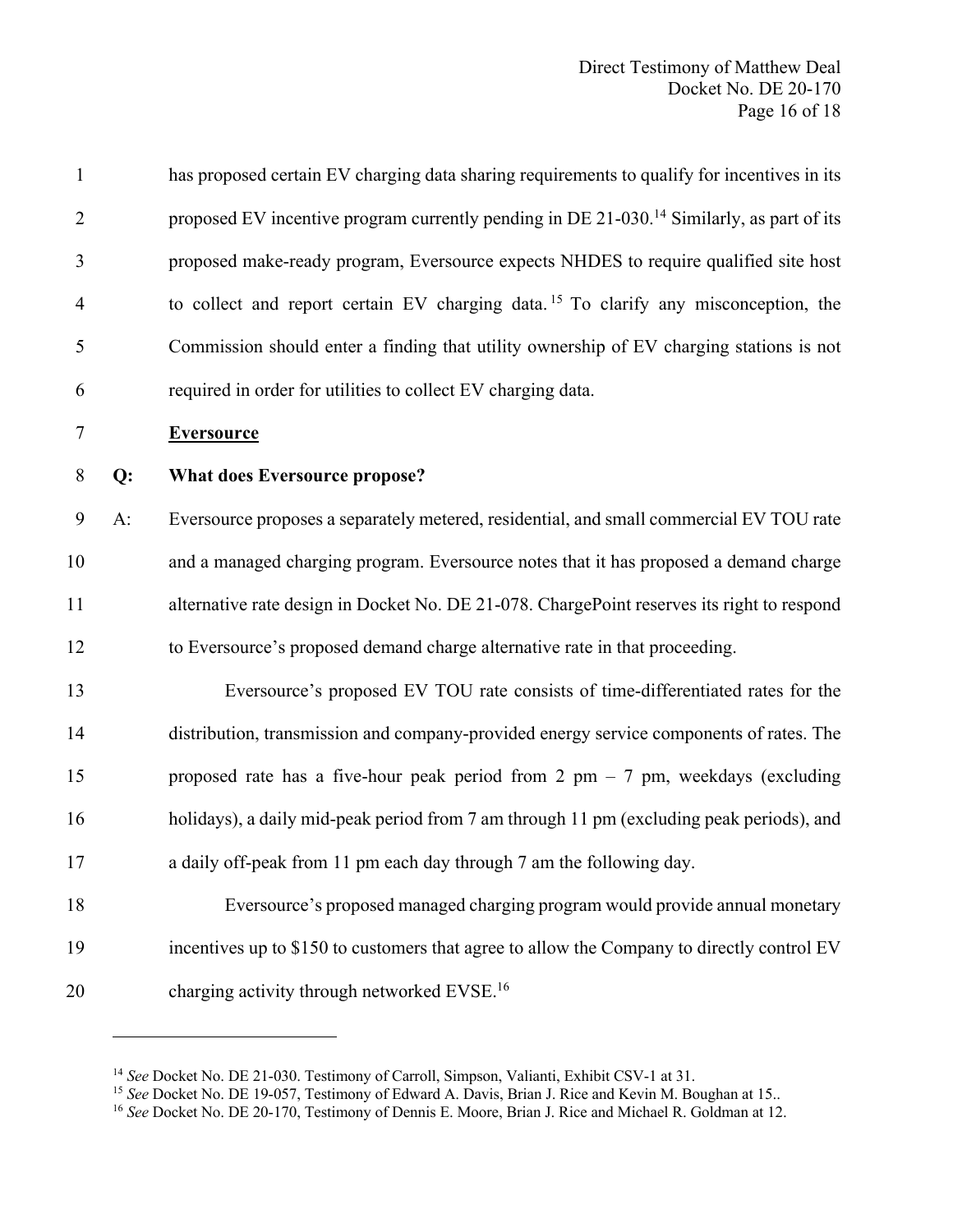has proposed certain EV charging data sharing requirements to qualify for incentives in its proposed EV incentive program currently pending in DE 21-030.[14] Similarly, as part of its proposed make-ready program, Eversource expects NHDES to require qualified site host to collect and report certain EV charging data.[15] To clarify any misconception, the Commission should enter a finding that utility ownership of EV charging stations is not required in order for utilities to collect EV charging data.

**<u>Eversource</u>**

**Q: What does Eversource propose?**

A: Eversource proposes a separately metered, residential, and small commercial EV TOU rate and a managed charging program. Eversource notes that it has proposed a demand charge alternative rate design in Docket No. DE 21-078. ChargePoint reserves its right to respond to Eversource's proposed demand charge alternative rate in that proceeding.

Eversource's proposed EV TOU rate consists of time-differentiated rates for the distribution, transmission and company-provided energy service components of rates. The proposed rate has a five-hour peak period from 2 pm – 7 pm, weekdays (excluding holidays), a daily mid-peak period from 7 am through 11 pm (excluding peak periods), and a daily off-peak from 11 pm each day through 7 am the following day.

Eversource's proposed managed charging program would provide annual monetary incentives up to $150 to customers that agree to allow the Company to directly control EV charging activity through networked EVSE.[16]

---

[14] *See* Docket No. DE 21-030. Testimony of Carroll, Simpson, Valianti, Exhibit CSV-1 at 31.

[15] *See* Docket No. DE 19-057, Testimony of Edward A. Davis, Brian J. Rice and Kevin M. Boughan at 15..

[16] *See* Docket No. DE 20-170, Testimony of Dennis E. Moore, Brian J. Rice and Michael R. Goldman at 12.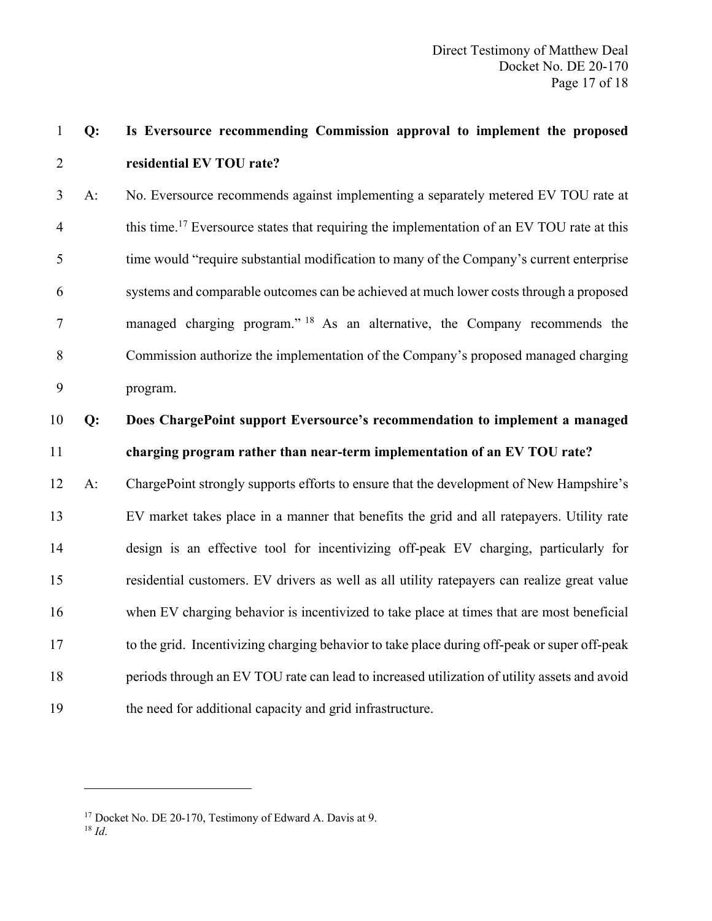**Q: Is Eversource recommending Commission approval to implement the proposed residential EV TOU rate?**

A: No. Eversource recommends against implementing a separately metered EV TOU rate at this time.[17] Eversource states that requiring the implementation of an EV TOU rate at this time would "require substantial modification to many of the Company's current enterprise systems and comparable outcomes can be achieved at much lower costs through a proposed managed charging program."[18] As an alternative, the Company recommends the Commission authorize the implementation of the Company's proposed managed charging program.

**Q: Does ChargePoint support Eversource's recommendation to implement a managed charging program rather than near-term implementation of an EV TOU rate?**

A: ChargePoint strongly supports efforts to ensure that the development of New Hampshire's EV market takes place in a manner that benefits the grid and all ratepayers. Utility rate design is an effective tool for incentivizing off-peak EV charging, particularly for residential customers. EV drivers as well as all utility ratepayers can realize great value when EV charging behavior is incentivized to take place at times that are most beneficial to the grid. Incentivizing charging behavior to take place during off-peak or super off-peak periods through an EV TOU rate can lead to increased utilization of utility assets and avoid the need for additional capacity and grid infrastructure.

---

[17] Docket No. DE 20-170, Testimony of Edward A. Davis at 9.

[18] *Id*.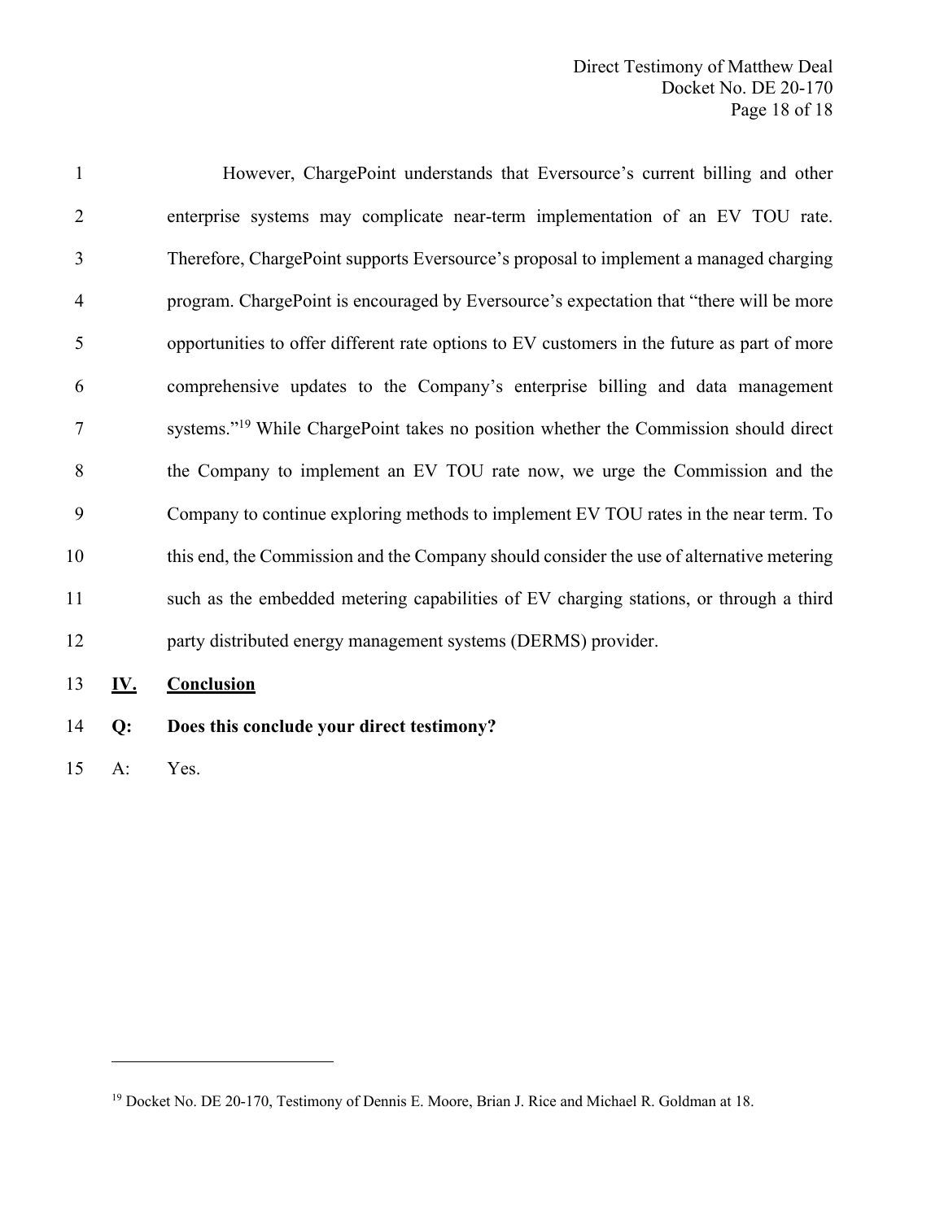However, ChargePoint understands that Eversource's current billing and other enterprise systems may complicate near-term implementation of an EV TOU rate. Therefore, ChargePoint supports Eversource's proposal to implement a managed charging program. ChargePoint is encouraged by Eversource's expectation that "there will be more opportunities to offer different rate options to EV customers in the future as part of more comprehensive updates to the Company's enterprise billing and data management systems."[19] While ChargePoint takes no position whether the Commission should direct the Company to implement an EV TOU rate now, we urge the Commission and the Company to continue exploring methods to implement EV TOU rates in the near term. To this end, the Commission and the Company should consider the use of alternative metering such as the embedded metering capabilities of EV charging stations, or through a third party distributed energy management systems (DERMS) provider.

## IV. Conclusion

**Q: Does this conclude your direct testimony?**

A: Yes.

---

[19] Docket No. DE 20-170, Testimony of Dennis E. Moore, Brian J. Rice and Michael R. Goldman at 18.